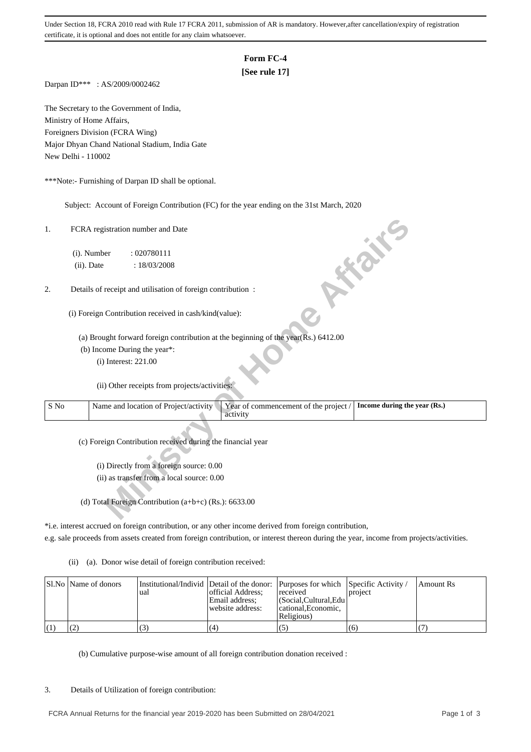Under Section 18, FCRA 2010 read with Rule 17 FCRA 2011, submission of AR is mandatory. However,after cancellation/expiry of registration certificate, it is optional and does not entitle for any claim whatsoever.

# Form FC-4

**[See rule 17]**

Darpan ID*** : AS/2009/0002462

The Secretary to the Government of India,
Ministry of Home Affairs,
Foreigners Division (FCRA Wing)
Major Dhyan Chand National Stadium, India Gate
New Delhi - 110002

***Note:- Furnishing of Darpan ID shall be optional.

Subject: Account of Foreign Contribution (FC) for the year ending on the 31st March, 2020

1. FCRA registration number and Date

   (i). Number : 020780111

   (ii). Date : 18/03/2008

2. Details of receipt and utilisation of foreign contribution :

   (i) Foreign Contribution received in cash/kind(value):

   (a) Brought forward foreign contribution at the beginning of the year(Rs.) 6412.00

   (b) Income During the year*:

   (i) Interest: 221.00

   (ii) Other receipts from projects/activities:

| S No | Name and location of Project/activity | Year of commencement of the project / activity | Income during the year (Rs.) |
|---|---|---|---|

   (c) Foreign Contribution received during the financial year

   (i) Directly from a foreign source: 0.00

   (ii) as transfer from a local source: 0.00

   (d) Total Foreign Contribution (a+b+c) (Rs.): 6633.00

*i.e. interest accrued on foreign contribution, or any other income derived from foreign contribution, e.g. sale proceeds from assets created from foreign contribution, or interest thereon during the year, income from projects/activities.

(ii) (a). Donor wise detail of foreign contribution received:

| Sl.No | Name of donors | Institutional/Individual | Detail of the donor: official Address; Email address; website address: | Purposes for which received (Social,Cultural,Educational,Economic, Religious) | Specific Activity / project | Amount Rs |
|---|---|---|---|---|---|---|
| (1) | (2) | (3) | (4) | (5) | (6) | (7) |

(b) Cumulative purpose-wise amount of all foreign contribution donation received :

3. Details of Utilization of foreign contribution: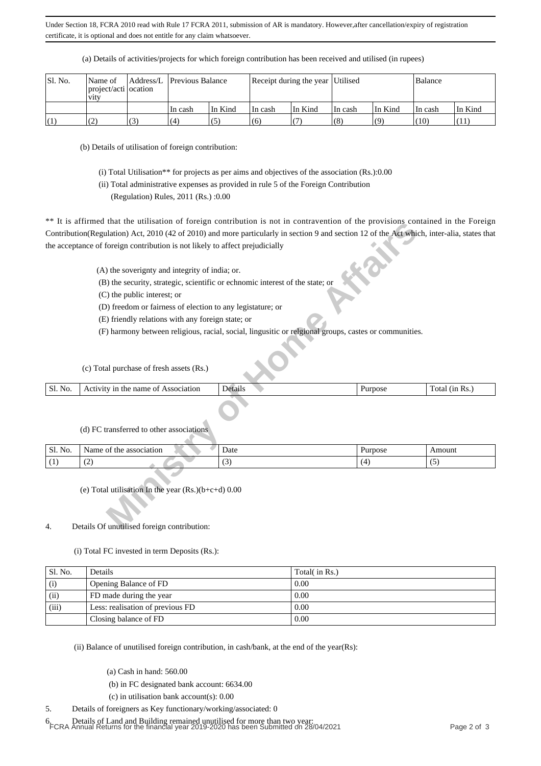Under Section 18, FCRA 2010 read with Rule 17 FCRA 2011, submission of AR is mandatory. However,after cancellation/expiry of registration certificate, it is optional and does not entitle for any claim whatsoever.

(a) Details of activities/projects for which foreign contribution has been received and utilised (in rupees)

| Sl. No. | Name of project/activity | Address/Location | Previous Balance | | Receipt during the year | | Utilised | | Balance | |
|---|---|---|---|---|---|---|---|---|---|---|
| | | | In cash | In Kind | In cash | In Kind | In cash | In Kind | In cash | In Kind |
| (1) | (2) | (3) | (4) | (5) | (6) | (7) | (8) | (9) | (10) | (11) |

(b) Details of utilisation of foreign contribution:

(i) Total Utilisation** for projects as per aims and objectives of the association (Rs.):0.00

(ii) Total administrative expenses as provided in rule 5 of the Foreign Contribution (Regulation) Rules, 2011 (Rs.) :0.00

** It is affirmed that the utilisation of foreign contribution is not in contravention of the provisions contained in the Foreign Contribution(Regulation) Act, 2010 (42 of 2010) and more particularly in section 9 and section 12 of the Act which, inter-alia, states that the acceptance of foreign contribution is not likely to affect prejudicially

(A) the soverignty and integrity of india; or.

(B) the security, strategic, scientific or echnomic interest of the state; or

(C) the public interest; or

(D) freedom or fairness of election to any legistature; or

(E) friendly relations with any foreign state; or

(F) harmony between religious, racial, social, lingusitic or relgional groups, castes or communities.

(c) Total purchase of fresh assets (Rs.)

| Sl. No. | Activity in the name of Association | Details | Purpose | Total (in Rs.) |
|---|---|---|---|---|

(d) FC transferred to other associations

| Sl. No. | Name of the association | Date | Purpose | Amount |
|---|---|---|---|---|
| (1) | (2) | (3) | (4) | (5) |

(e) Total utilisation In the year (Rs.)(b+c+d) 0.00

4. Details Of unutilised foreign contribution:

(i) Total FC invested in term Deposits (Rs.):

| Sl. No. | Details | Total( in Rs.) |
|---|---|---|
| (i) | Opening Balance of FD | 0.00 |
| (ii) | FD made during the year | 0.00 |
| (iii) | Less: realisation of previous FD | 0.00 |
| | Closing balance of FD | 0.00 |

(ii) Balance of unutilised foreign contribution, in cash/bank, at the end of the year(Rs):

(a) Cash in hand: 560.00

(b) in FC designated bank account: 6634.00

(c) in utilisation bank account(s): 0.00

5. Details of foreigners as Key functionary/working/associated: 0

6. Details of Land and Building remained unutilised for more than two year:

FCRA Annual Returns for the financial year 2019-2020 has been Submitted on 28/04/2021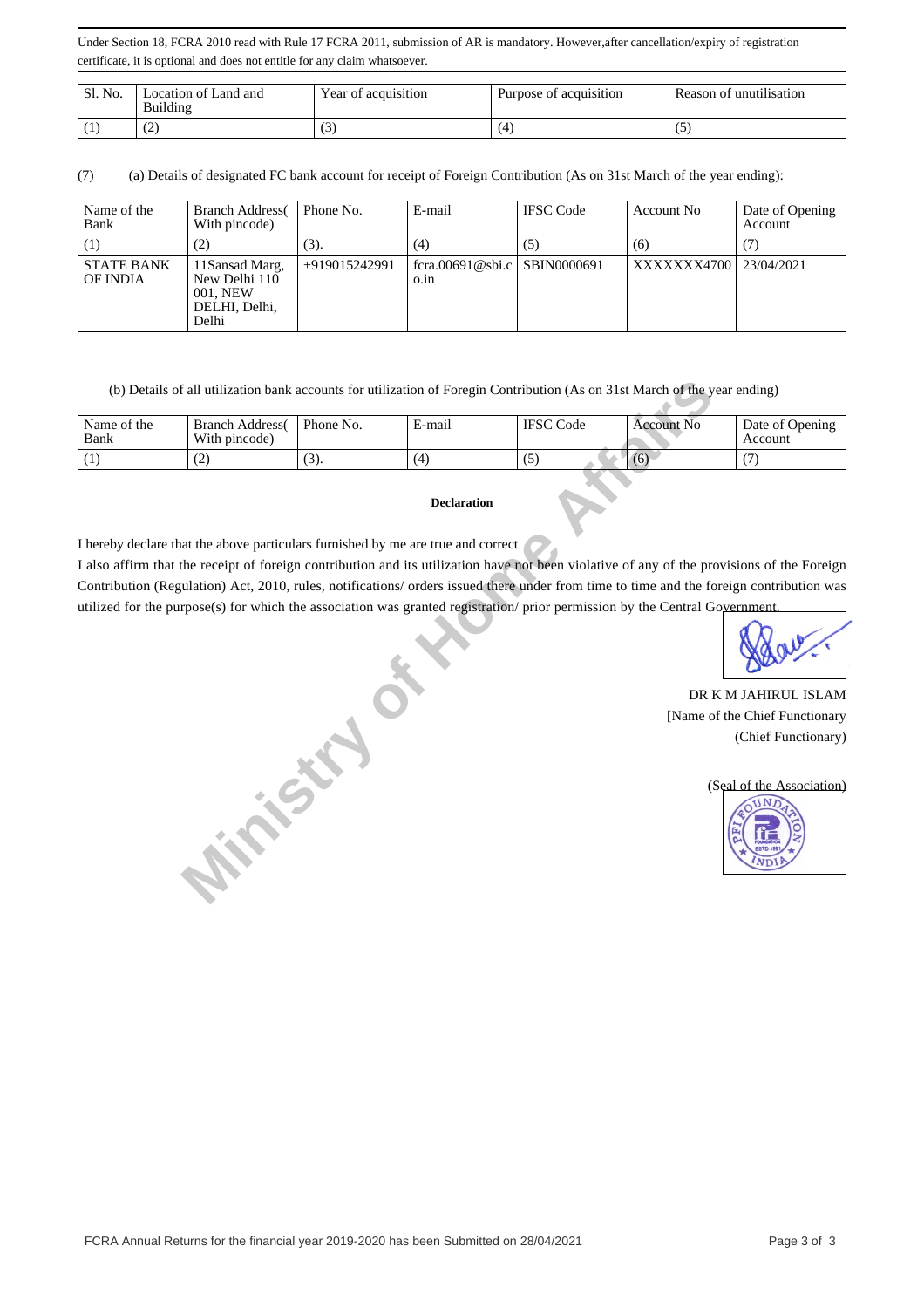Under Section 18, FCRA 2010 read with Rule 17 FCRA 2011, submission of AR is mandatory. However,after cancellation/expiry of registration certificate, it is optional and does not entitle for any claim whatsoever.

| Sl. No. | Location of Land and Building | Year of acquisition | Purpose of acquisition | Reason of unutilisation |
|---|---|---|---|---|
| (1) | (2) | (3) | (4) | (5) |

(7) (a) Details of designated FC bank account for receipt of Foreign Contribution (As on 31st March of the year ending):

| Name of the Bank | Branch Address( With pincode) | Phone No. | E-mail | IFSC Code | Account No | Date of Opening Account |
|---|---|---|---|---|---|---|
| (1) | (2) | (3). | (4) | (5) | (6) | (7) |
| STATE BANK OF INDIA | 11Sansad Marg, New Delhi 110 001, NEW DELHI, Delhi, Delhi | +919015242991 | fcra.00691@sbi.co.in | SBIN0000691 | XXXXXXX4700 | 23/04/2021 |

(b) Details of all utilization bank accounts for utilization of Foregin Contribution (As on 31st March of the year ending)

| Name of the Bank | Branch Address( With pincode) | Phone No. | E-mail | IFSC Code | Account No | Date of Opening Account |
|---|---|---|---|---|---|---|
| (1) | (2) | (3). | (4) | (5) | (6) | (7) |

**Declaration**

I hereby declare that the above particulars furnished by me are true and correct

I also affirm that the receipt of foreign contribution and its utilization have not been violative of any of the provisions of the Foreign Contribution (Regulation) Act, 2010, rules, notifications/ orders issued there under from time to time and the foreign contribution was utilized for the purpose(s) for which the association was granted registration/ prior permission by the Central Government.

DR K M JAHIRUL ISLAM

[Name of the Chief Functionary

(Chief Functionary)

(Seal of the Association)